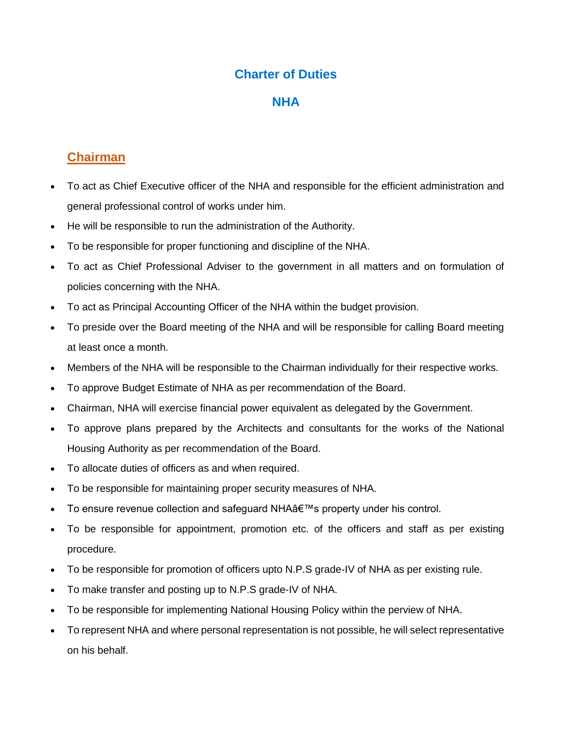# Charter of Duties

# NHA

## Chairman

- To act as Chief Executive officer of the NHA and responsible for the efficient administration and general professional control of works under him.
- He will be responsible to run the administration of the Authority.
- To be responsible for proper functioning and discipline of the NHA.
- To act as Chief Professional Adviser to the government in all matters and on formulation of policies concerning with the NHA.
- To act as Principal Accounting Officer of the NHA within the budget provision.
- To preside over the Board meeting of the NHA and will be responsible for calling Board meeting at least once a month.
- Members of the NHA will be responsible to the Chairman individually for their respective works.
- To approve Budget Estimate of NHA as per recommendation of the Board.
- Chairman, NHA will exercise financial power equivalent as delegated by the Government.
- To approve plans prepared by the Architects and consultants for the works of the National Housing Authority as per recommendation of the Board.
- To allocate duties of officers as and when required.
- To be responsible for maintaining proper security measures of NHA.
- To ensure revenue collection and safeguard NHAâ€™s property under his control.
- To be responsible for appointment, promotion etc. of the officers and staff as per existing procedure.
- To be responsible for promotion of officers upto N.P.S grade-IV of NHA as per existing rule.
- To make transfer and posting up to N.P.S grade-IV of NHA.
- To be responsible for implementing National Housing Policy within the perview of NHA.
- To represent NHA and where personal representation is not possible, he will select representative on his behalf.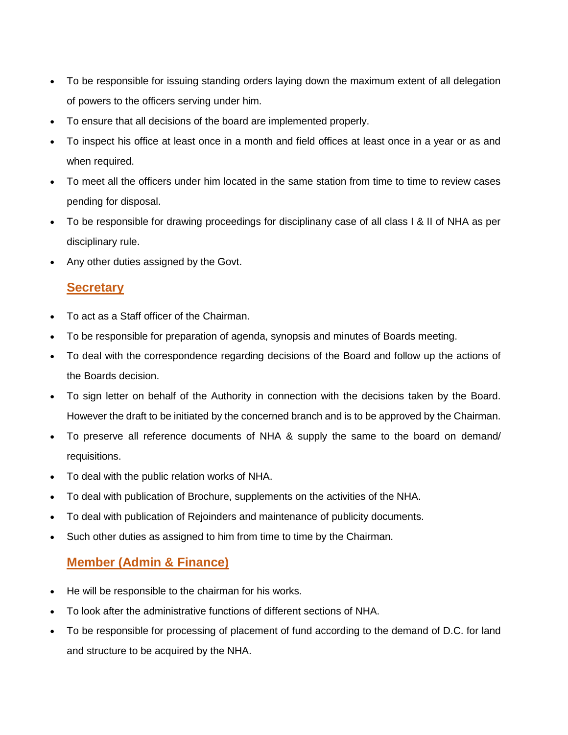- To be responsible for issuing standing orders laying down the maximum extent of all delegation of powers to the officers serving under him.
- To ensure that all decisions of the board are implemented properly.
- To inspect his office at least once in a month and field offices at least once in a year or as and when required.
- To meet all the officers under him located in the same station from time to time to review cases pending for disposal.
- To be responsible for drawing proceedings for disciplinany case of all class I & II of NHA as per disciplinary rule.
- Any other duties assigned by the Govt.

## Secretary

- To act as a Staff officer of the Chairman.
- To be responsible for preparation of agenda, synopsis and minutes of Boards meeting.
- To deal with the correspondence regarding decisions of the Board and follow up the actions of the Boards decision.
- To sign letter on behalf of the Authority in connection with the decisions taken by the Board. However the draft to be initiated by the concerned branch and is to be approved by the Chairman.
- To preserve all reference documents of NHA & supply the same to the board on demand/ requisitions.
- To deal with the public relation works of NHA.
- To deal with publication of Brochure, supplements on the activities of the NHA.
- To deal with publication of Rejoinders and maintenance of publicity documents.
- Such other duties as assigned to him from time to time by the Chairman.

## Member (Admin & Finance)

- He will be responsible to the chairman for his works.
- To look after the administrative functions of different sections of NHA.
- To be responsible for processing of placement of fund according to the demand of D.C. for land and structure to be acquired by the NHA.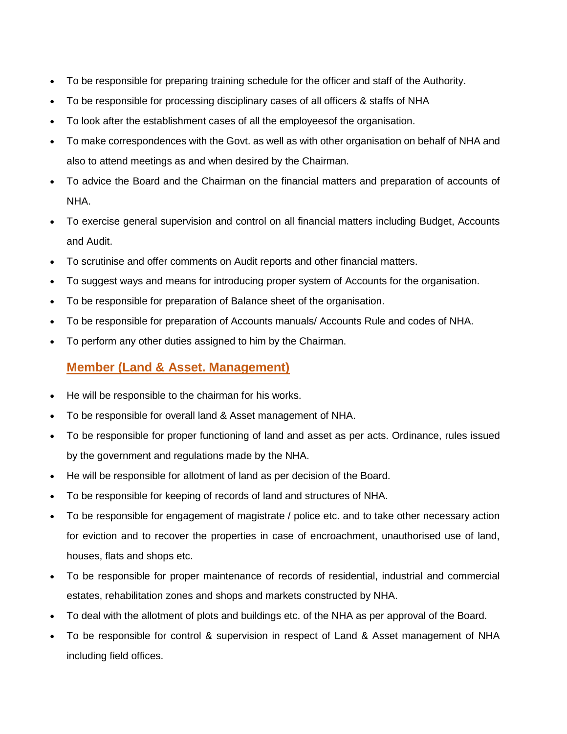- To be responsible for preparing training schedule for the officer and staff of the Authority.
- To be responsible for processing disciplinary cases of all officers & staffs of NHA
- To look after the establishment cases of all the employeesof the organisation.
- To make correspondences with the Govt. as well as with other organisation on behalf of NHA and also to attend meetings as and when desired by the Chairman.
- To advice the Board and the Chairman on the financial matters and preparation of accounts of NHA.
- To exercise general supervision and control on all financial matters including Budget, Accounts and Audit.
- To scrutinise and offer comments on Audit reports and other financial matters.
- To suggest ways and means for introducing proper system of Accounts for the organisation.
- To be responsible for preparation of Balance sheet of the organisation.
- To be responsible for preparation of Accounts manuals/ Accounts Rule and codes of NHA.
- To perform any other duties assigned to him by the Chairman.

## Member (Land & Asset. Management)

- He will be responsible to the chairman for his works.
- To be responsible for overall land & Asset management of NHA.
- To be responsible for proper functioning of land and asset as per acts. Ordinance, rules issued by the government and regulations made by the NHA.
- He will be responsible for allotment of land as per decision of the Board.
- To be responsible for keeping of records of land and structures of NHA.
- To be responsible for engagement of magistrate / police etc. and to take other necessary action for eviction and to recover the properties in case of encroachment, unauthorised use of land, houses, flats and shops etc.
- To be responsible for proper maintenance of records of residential, industrial and commercial estates, rehabilitation zones and shops and markets constructed by NHA.
- To deal with the allotment of plots and buildings etc. of the NHA as per approval of the Board.
- To be responsible for control & supervision in respect of Land & Asset management of NHA including field offices.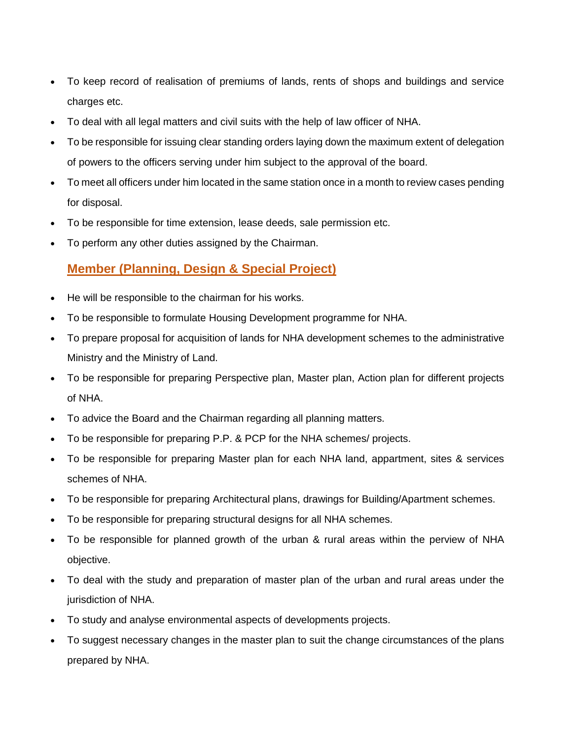- To keep record of realisation of premiums of lands, rents of shops and buildings and service charges etc.
- To deal with all legal matters and civil suits with the help of law officer of NHA.
- To be responsible for issuing clear standing orders laying down the maximum extent of delegation of powers to the officers serving under him subject to the approval of the board.
- To meet all officers under him located in the same station once in a month to review cases pending for disposal.
- To be responsible for time extension, lease deeds, sale permission etc.
- To perform any other duties assigned by the Chairman.

## Member (Planning, Design & Special Project)

- He will be responsible to the chairman for his works.
- To be responsible to formulate Housing Development programme for NHA.
- To prepare proposal for acquisition of lands for NHA development schemes to the administrative Ministry and the Ministry of Land.
- To be responsible for preparing Perspective plan, Master plan, Action plan for different projects of NHA.
- To advice the Board and the Chairman regarding all planning matters.
- To be responsible for preparing P.P. & PCP for the NHA schemes/ projects.
- To be responsible for preparing Master plan for each NHA land, appartment, sites & services schemes of NHA.
- To be responsible for preparing Architectural plans, drawings for Building/Apartment schemes.
- To be responsible for preparing structural designs for all NHA schemes.
- To be responsible for planned growth of the urban & rural areas within the perview of NHA objective.
- To deal with the study and preparation of master plan of the urban and rural areas under the jurisdiction of NHA.
- To study and analyse environmental aspects of developments projects.
- To suggest necessary changes in the master plan to suit the change circumstances of the plans prepared by NHA.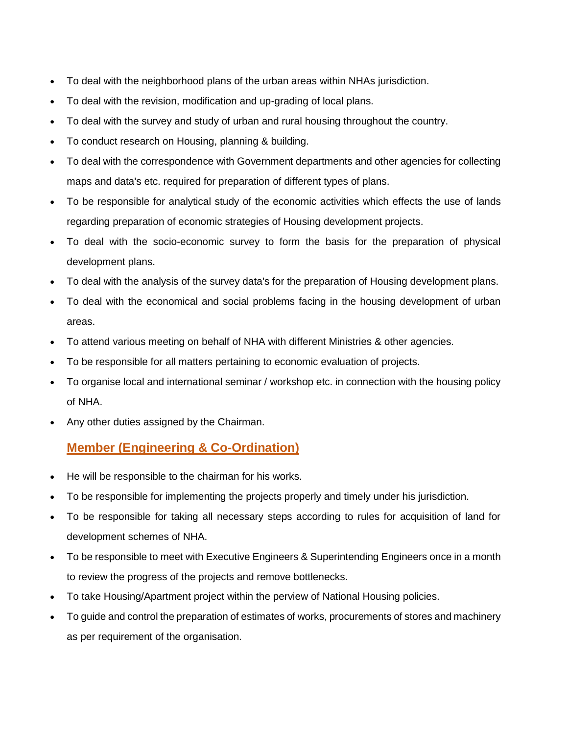- To deal with the neighborhood plans of the urban areas within NHAs jurisdiction.
- To deal with the revision, modification and up-grading of local plans.
- To deal with the survey and study of urban and rural housing throughout the country.
- To conduct research on Housing, planning & building.
- To deal with the correspondence with Government departments and other agencies for collecting maps and data's etc. required for preparation of different types of plans.
- To be responsible for analytical study of the economic activities which effects the use of lands regarding preparation of economic strategies of Housing development projects.
- To deal with the socio-economic survey to form the basis for the preparation of physical development plans.
- To deal with the analysis of the survey data's for the preparation of Housing development plans.
- To deal with the economical and social problems facing in the housing development of urban areas.
- To attend various meeting on behalf of NHA with different Ministries & other agencies.
- To be responsible for all matters pertaining to economic evaluation of projects.
- To organise local and international seminar / workshop etc. in connection with the housing policy of NHA.
- Any other duties assigned by the Chairman.

## Member (Engineering & Co-Ordination)

- He will be responsible to the chairman for his works.
- To be responsible for implementing the projects properly and timely under his jurisdiction.
- To be responsible for taking all necessary steps according to rules for acquisition of land for development schemes of NHA.
- To be responsible to meet with Executive Engineers & Superintending Engineers once in a month to review the progress of the projects and remove bottlenecks.
- To take Housing/Apartment project within the perview of National Housing policies.
- To guide and control the preparation of estimates of works, procurements of stores and machinery as per requirement of the organisation.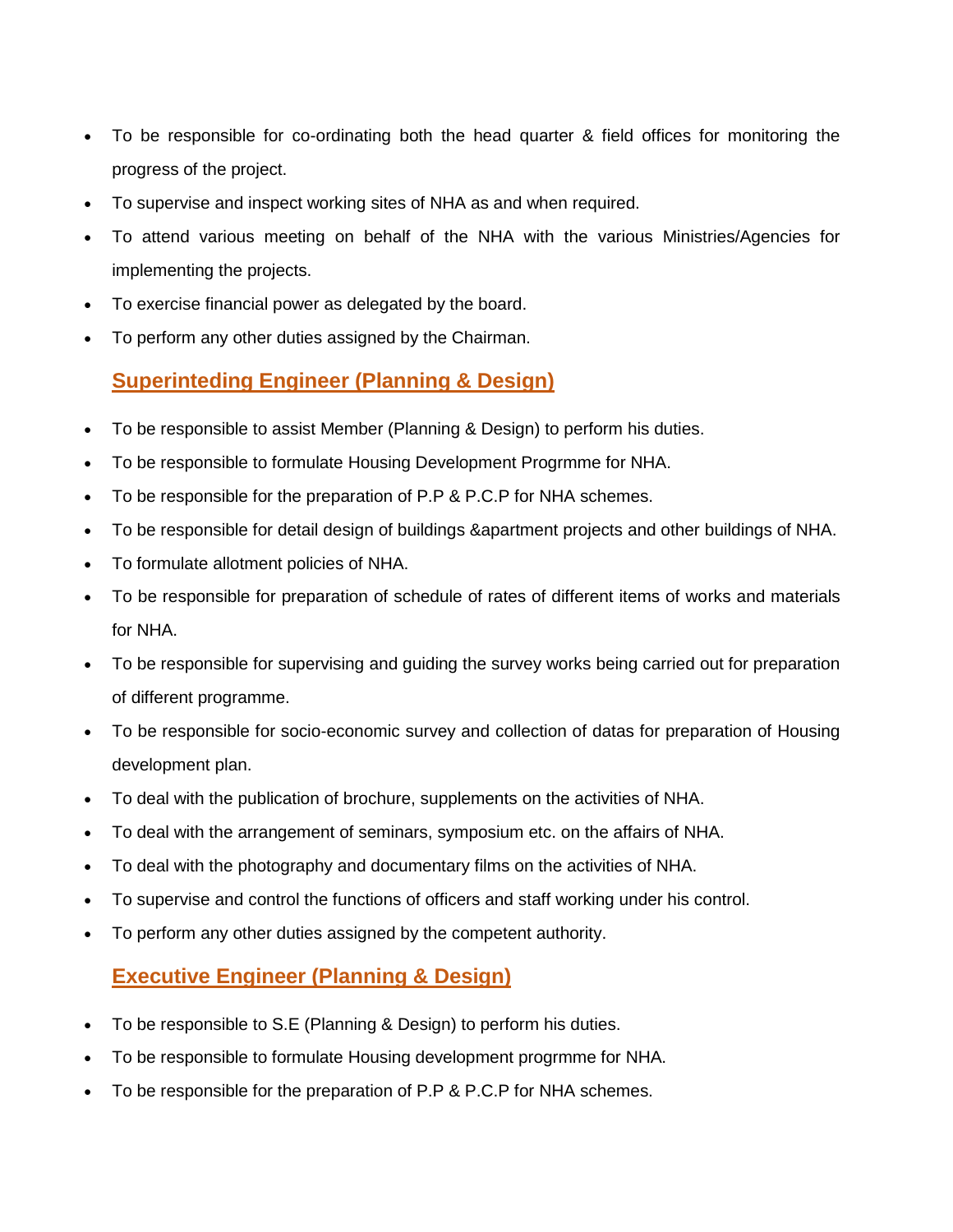- To be responsible for co-ordinating both the head quarter & field offices for monitoring the progress of the project.
- To supervise and inspect working sites of NHA as and when required.
- To attend various meeting on behalf of the NHA with the various Ministries/Agencies for implementing the projects.
- To exercise financial power as delegated by the board.
- To perform any other duties assigned by the Chairman.

## Superinteding Engineer (Planning & Design)

- To be responsible to assist Member (Planning & Design) to perform his duties.
- To be responsible to formulate Housing Development Progrmme for NHA.
- To be responsible for the preparation of P.P & P.C.P for NHA schemes.
- To be responsible for detail design of buildings &apartment projects and other buildings of NHA.
- To formulate allotment policies of NHA.
- To be responsible for preparation of schedule of rates of different items of works and materials for NHA.
- To be responsible for supervising and guiding the survey works being carried out for preparation of different programme.
- To be responsible for socio-economic survey and collection of datas for preparation of Housing development plan.
- To deal with the publication of brochure, supplements on the activities of NHA.
- To deal with the arrangement of seminars, symposium etc. on the affairs of NHA.
- To deal with the photography and documentary films on the activities of NHA.
- To supervise and control the functions of officers and staff working under his control.
- To perform any other duties assigned by the competent authority.

## Executive Engineer (Planning & Design)

- To be responsible to S.E (Planning & Design) to perform his duties.
- To be responsible to formulate Housing development progrmme for NHA.
- To be responsible for the preparation of P.P & P.C.P for NHA schemes.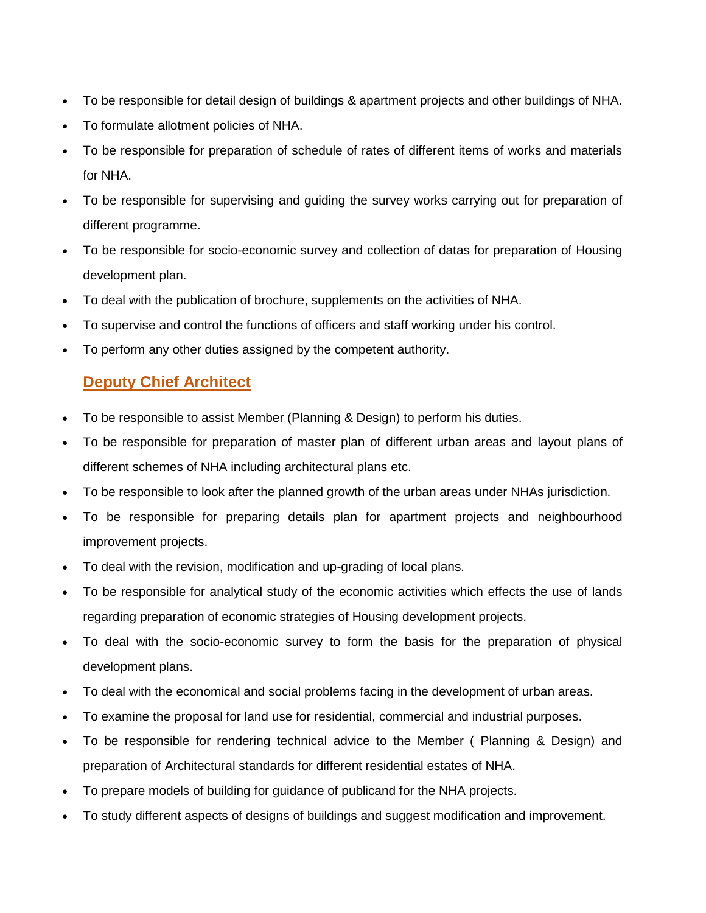- To be responsible for detail design of buildings & apartment projects and other buildings of NHA.
- To formulate allotment policies of NHA.
- To be responsible for preparation of schedule of rates of different items of works and materials for NHA.
- To be responsible for supervising and guiding the survey works carrying out for preparation of different programme.
- To be responsible for socio-economic survey and collection of datas for preparation of Housing development plan.
- To deal with the publication of brochure, supplements on the activities of NHA.
- To supervise and control the functions of officers and staff working under his control.
- To perform any other duties assigned by the competent authority.

## Deputy Chief Architect

- To be responsible to assist Member (Planning & Design) to perform his duties.
- To be responsible for preparation of master plan of different urban areas and layout plans of different schemes of NHA including architectural plans etc.
- To be responsible to look after the planned growth of the urban areas under NHAs jurisdiction.
- To be responsible for preparing details plan for apartment projects and neighbourhood improvement projects.
- To deal with the revision, modification and up-grading of local plans.
- To be responsible for analytical study of the economic activities which effects the use of lands regarding preparation of economic strategies of Housing development projects.
- To deal with the socio-economic survey to form the basis for the preparation of physical development plans.
- To deal with the economical and social problems facing in the development of urban areas.
- To examine the proposal for land use for residential, commercial and industrial purposes.
- To be responsible for rendering technical advice to the Member ( Planning & Design) and preparation of Architectural standards for different residential estates of NHA.
- To prepare models of building for guidance of publicand for the NHA projects.
- To study different aspects of designs of buildings and suggest modification and improvement.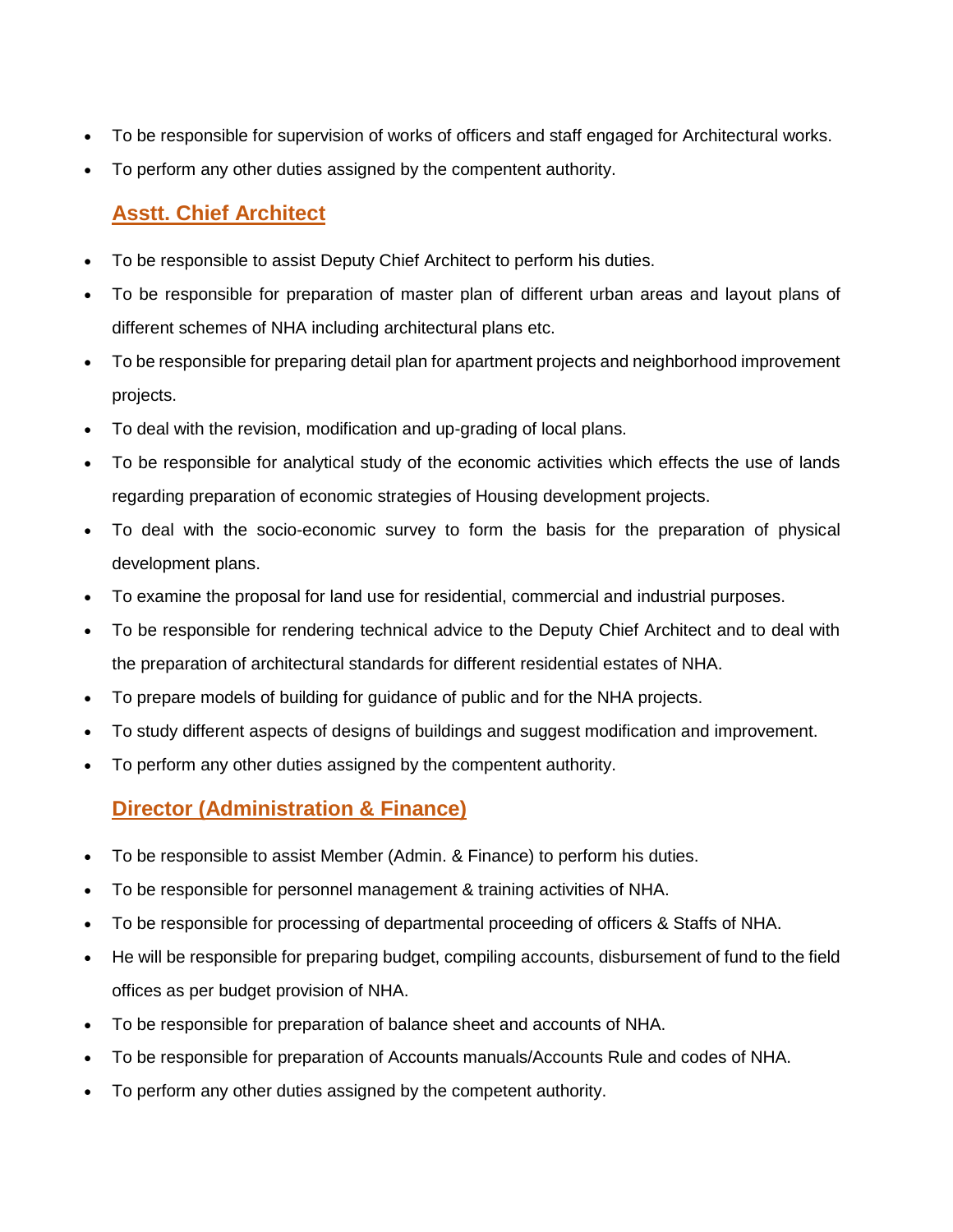- To be responsible for supervision of works of officers and staff engaged for Architectural works.
- To perform any other duties assigned by the compentent authority.

## Asstt. Chief Architect

- To be responsible to assist Deputy Chief Architect to perform his duties.
- To be responsible for preparation of master plan of different urban areas and layout plans of different schemes of NHA including architectural plans etc.
- To be responsible for preparing detail plan for apartment projects and neighborhood improvement projects.
- To deal with the revision, modification and up-grading of local plans.
- To be responsible for analytical study of the economic activities which effects the use of lands regarding preparation of economic strategies of Housing development projects.
- To deal with the socio-economic survey to form the basis for the preparation of physical development plans.
- To examine the proposal for land use for residential, commercial and industrial purposes.
- To be responsible for rendering technical advice to the Deputy Chief Architect and to deal with the preparation of architectural standards for different residential estates of NHA.
- To prepare models of building for guidance of public and for the NHA projects.
- To study different aspects of designs of buildings and suggest modification and improvement.
- To perform any other duties assigned by the compentent authority.

## Director (Administration & Finance)

- To be responsible to assist Member (Admin. & Finance) to perform his duties.
- To be responsible for personnel management & training activities of NHA.
- To be responsible for processing of departmental proceeding of officers & Staffs of NHA.
- He will be responsible for preparing budget, compiling accounts, disbursement of fund to the field offices as per budget provision of NHA.
- To be responsible for preparation of balance sheet and accounts of NHA.
- To be responsible for preparation of Accounts manuals/Accounts Rule and codes of NHA.
- To perform any other duties assigned by the competent authority.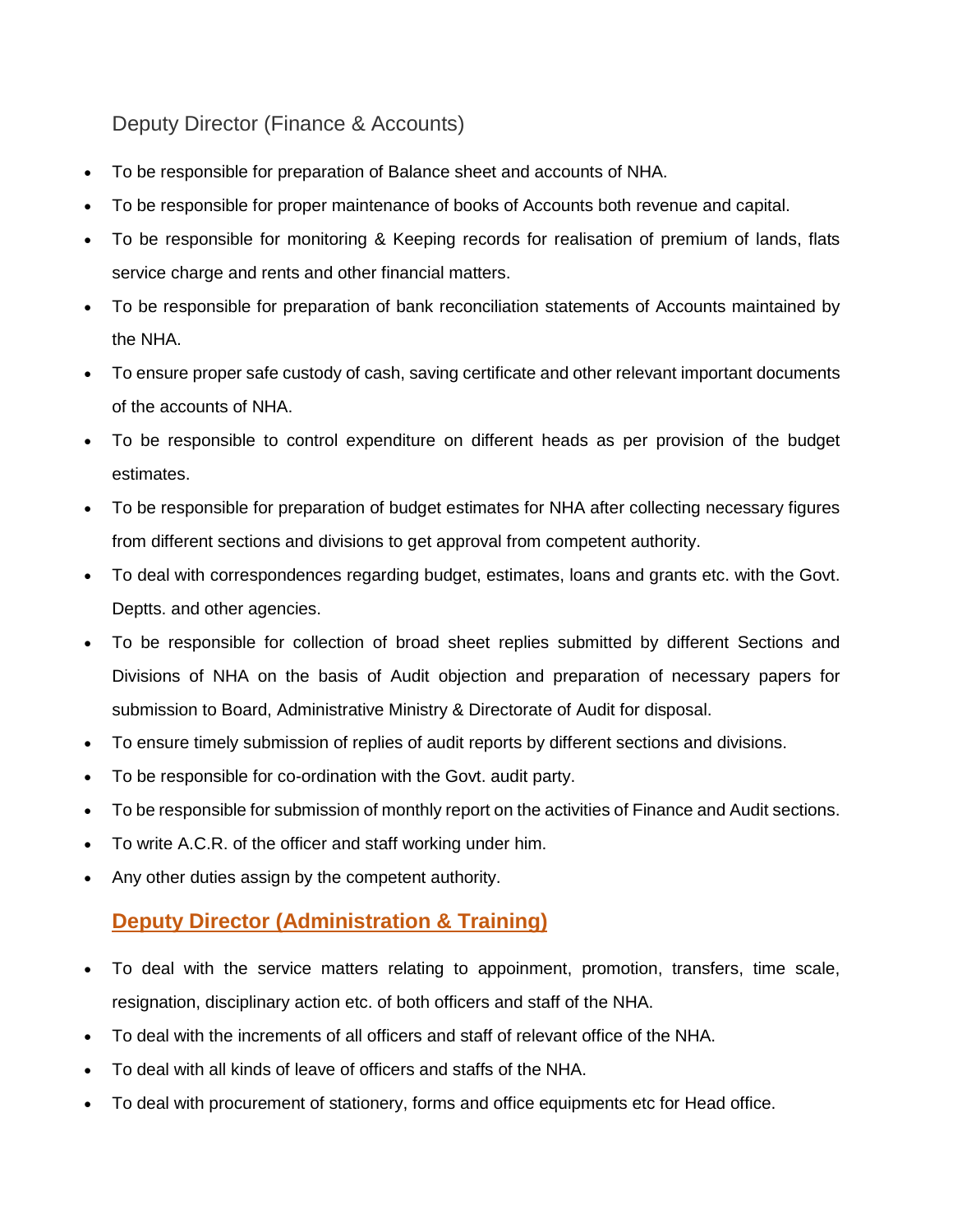## Deputy Director (Finance & Accounts)

- To be responsible for preparation of Balance sheet and accounts of NHA.
- To be responsible for proper maintenance of books of Accounts both revenue and capital.
- To be responsible for monitoring & Keeping records for realisation of premium of lands, flats service charge and rents and other financial matters.
- To be responsible for preparation of bank reconciliation statements of Accounts maintained by the NHA.
- To ensure proper safe custody of cash, saving certificate and other relevant important documents of the accounts of NHA.
- To be responsible to control expenditure on different heads as per provision of the budget estimates.
- To be responsible for preparation of budget estimates for NHA after collecting necessary figures from different sections and divisions to get approval from competent authority.
- To deal with correspondences regarding budget, estimates, loans and grants etc. with the Govt. Deptts. and other agencies.
- To be responsible for collection of broad sheet replies submitted by different Sections and Divisions of NHA on the basis of Audit objection and preparation of necessary papers for submission to Board, Administrative Ministry & Directorate of Audit for disposal.
- To ensure timely submission of replies of audit reports by different sections and divisions.
- To be responsible for co-ordination with the Govt. audit party.
- To be responsible for submission of monthly report on the activities of Finance and Audit sections.
- To write A.C.R. of the officer and staff working under him.
- Any other duties assign by the competent authority.

## Deputy Director (Administration & Training)

- To deal with the service matters relating to appoinment, promotion, transfers, time scale, resignation, disciplinary action etc. of both officers and staff of the NHA.
- To deal with the increments of all officers and staff of relevant office of the NHA.
- To deal with all kinds of leave of officers and staffs of the NHA.
- To deal with procurement of stationery, forms and office equipments etc for Head office.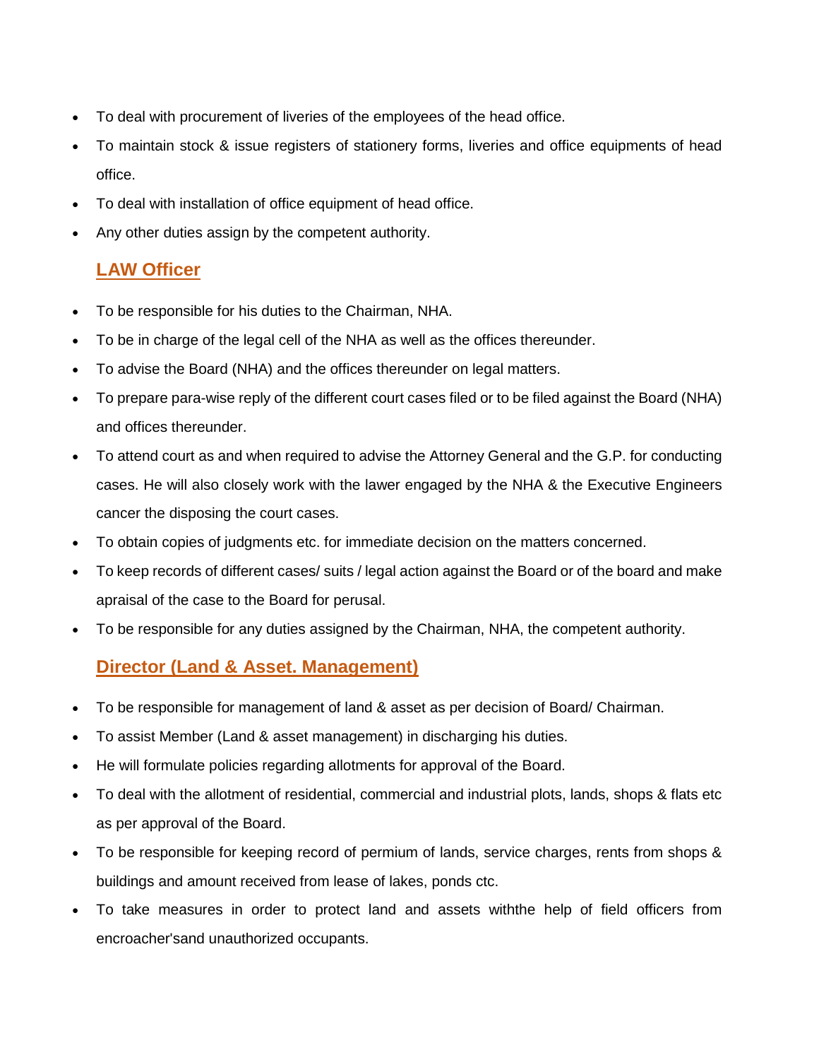- To deal with procurement of liveries of the employees of the head office.
- To maintain stock & issue registers of stationery forms, liveries and office equipments of head office.
- To deal with installation of office equipment of head office.
- Any other duties assign by the competent authority.

## LAW Officer

- To be responsible for his duties to the Chairman, NHA.
- To be in charge of the legal cell of the NHA as well as the offices thereunder.
- To advise the Board (NHA) and the offices thereunder on legal matters.
- To prepare para-wise reply of the different court cases filed or to be filed against the Board (NHA) and offices thereunder.
- To attend court as and when required to advise the Attorney General and the G.P. for conducting cases. He will also closely work with the lawer engaged by the NHA & the Executive Engineers cancer the disposing the court cases.
- To obtain copies of judgments etc. for immediate decision on the matters concerned.
- To keep records of different cases/ suits / legal action against the Board or of the board and make apraisal of the case to the Board for perusal.
- To be responsible for any duties assigned by the Chairman, NHA, the competent authority.

## Director (Land & Asset. Management)

- To be responsible for management of land & asset as per decision of Board/ Chairman.
- To assist Member (Land & asset management) in discharging his duties.
- He will formulate policies regarding allotments for approval of the Board.
- To deal with the allotment of residential, commercial and industrial plots, lands, shops & flats etc as per approval of the Board.
- To be responsible for keeping record of permium of lands, service charges, rents from shops & buildings and amount received from lease of lakes, ponds ctc.
- To take measures in order to protect land and assets withthe help of field officers from encroacher'sand unauthorized occupants.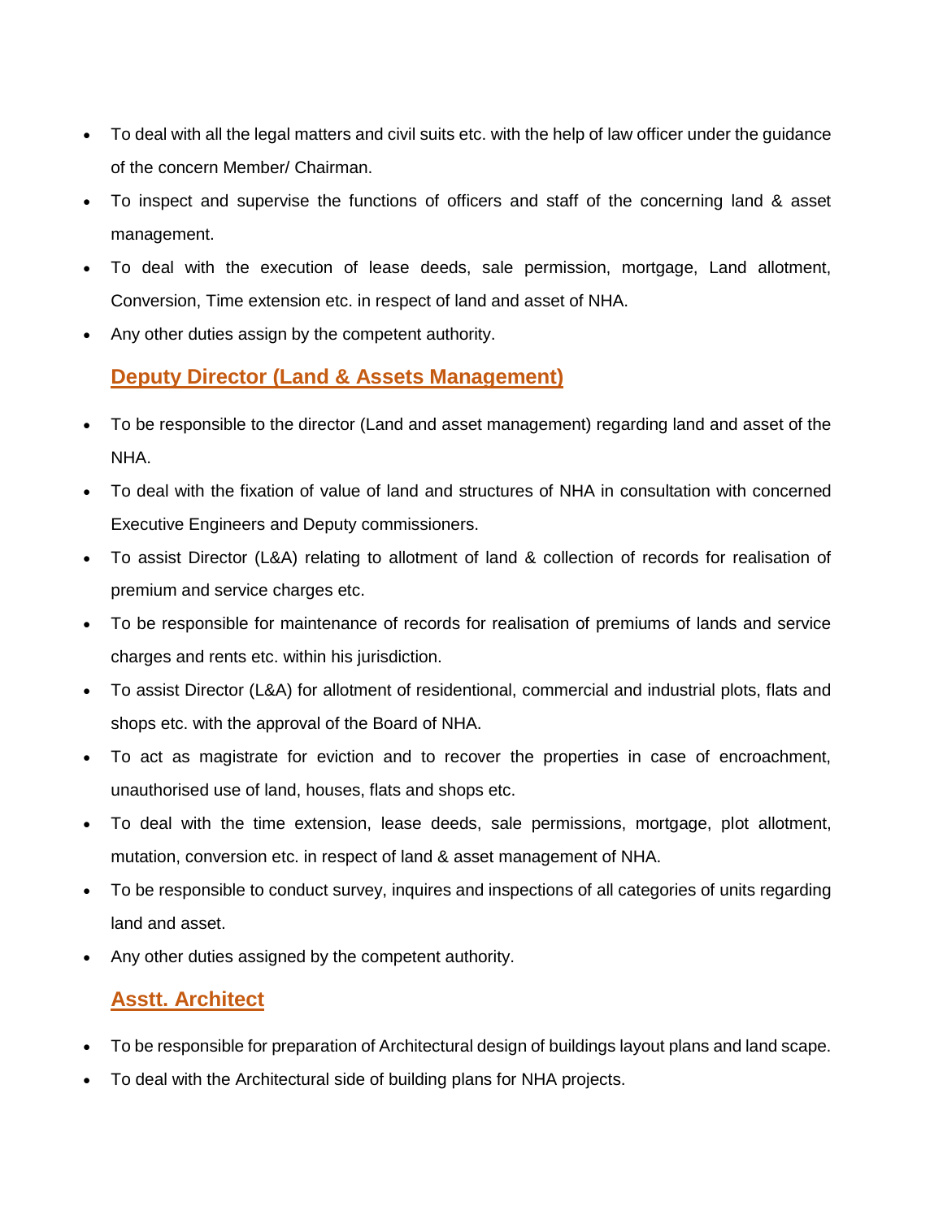- To deal with all the legal matters and civil suits etc. with the help of law officer under the guidance of the concern Member/ Chairman.
- To inspect and supervise the functions of officers and staff of the concerning land & asset management.
- To deal with the execution of lease deeds, sale permission, mortgage, Land allotment, Conversion, Time extension etc. in respect of land and asset of NHA.
- Any other duties assign by the competent authority.

## Deputy Director (Land & Assets Management)

- To be responsible to the director (Land and asset management) regarding land and asset of the NHA.
- To deal with the fixation of value of land and structures of NHA in consultation with concerned Executive Engineers and Deputy commissioners.
- To assist Director (L&A) relating to allotment of land & collection of records for realisation of premium and service charges etc.
- To be responsible for maintenance of records for realisation of premiums of lands and service charges and rents etc. within his jurisdiction.
- To assist Director (L&A) for allotment of residentional, commercial and industrial plots, flats and shops etc. with the approval of the Board of NHA.
- To act as magistrate for eviction and to recover the properties in case of encroachment, unauthorised use of land, houses, flats and shops etc.
- To deal with the time extension, lease deeds, sale permissions, mortgage, plot allotment, mutation, conversion etc. in respect of land & asset management of NHA.
- To be responsible to conduct survey, inquires and inspections of all categories of units regarding land and asset.
- Any other duties assigned by the competent authority.

## Asstt. Architect

- To be responsible for preparation of Architectural design of buildings layout plans and land scape.
- To deal with the Architectural side of building plans for NHA projects.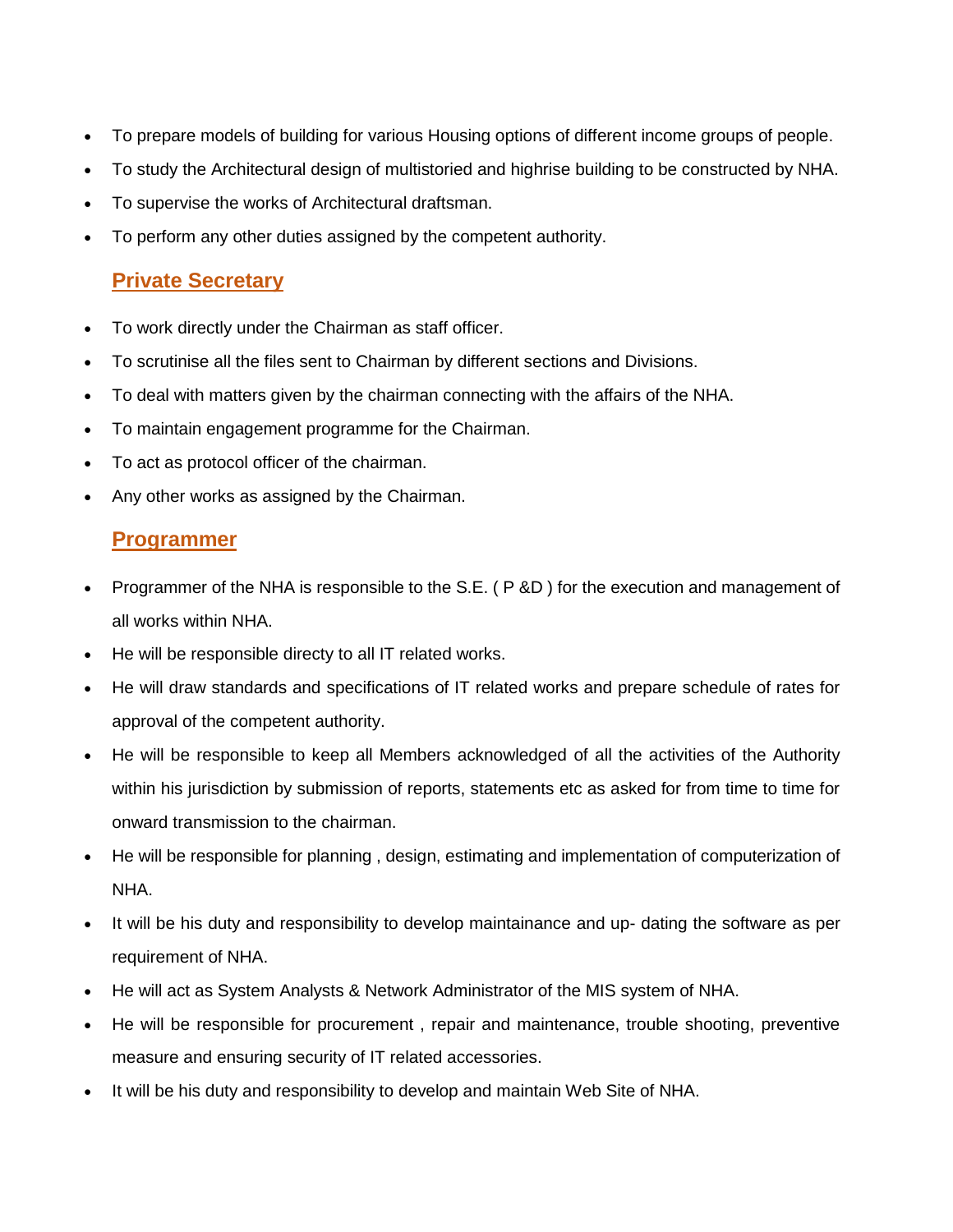- To prepare models of building for various Housing options of different income groups of people.
- To study the Architectural design of multistoried and highrise building to be constructed by NHA.
- To supervise the works of Architectural draftsman.
- To perform any other duties assigned by the competent authority.

## Private Secretary

- To work directly under the Chairman as staff officer.
- To scrutinise all the files sent to Chairman by different sections and Divisions.
- To deal with matters given by the chairman connecting with the affairs of the NHA.
- To maintain engagement programme for the Chairman.
- To act as protocol officer of the chairman.
- Any other works as assigned by the Chairman.

## Programmer

- Programmer of the NHA is responsible to the S.E. ( P &D ) for the execution and management of all works within NHA.
- He will be responsible directy to all IT related works.
- He will draw standards and specifications of IT related works and prepare schedule of rates for approval of the competent authority.
- He will be responsible to keep all Members acknowledged of all the activities of the Authority within his jurisdiction by submission of reports, statements etc as asked for from time to time for onward transmission to the chairman.
- He will be responsible for planning , design, estimating and implementation of computerization of NHA.
- It will be his duty and responsibility to develop maintainance and up- dating the software as per requirement of NHA.
- He will act as System Analysts & Network Administrator of the MIS system of NHA.
- He will be responsible for procurement , repair and maintenance, trouble shooting, preventive measure and ensuring security of IT related accessories.
- It will be his duty and responsibility to develop and maintain Web Site of NHA.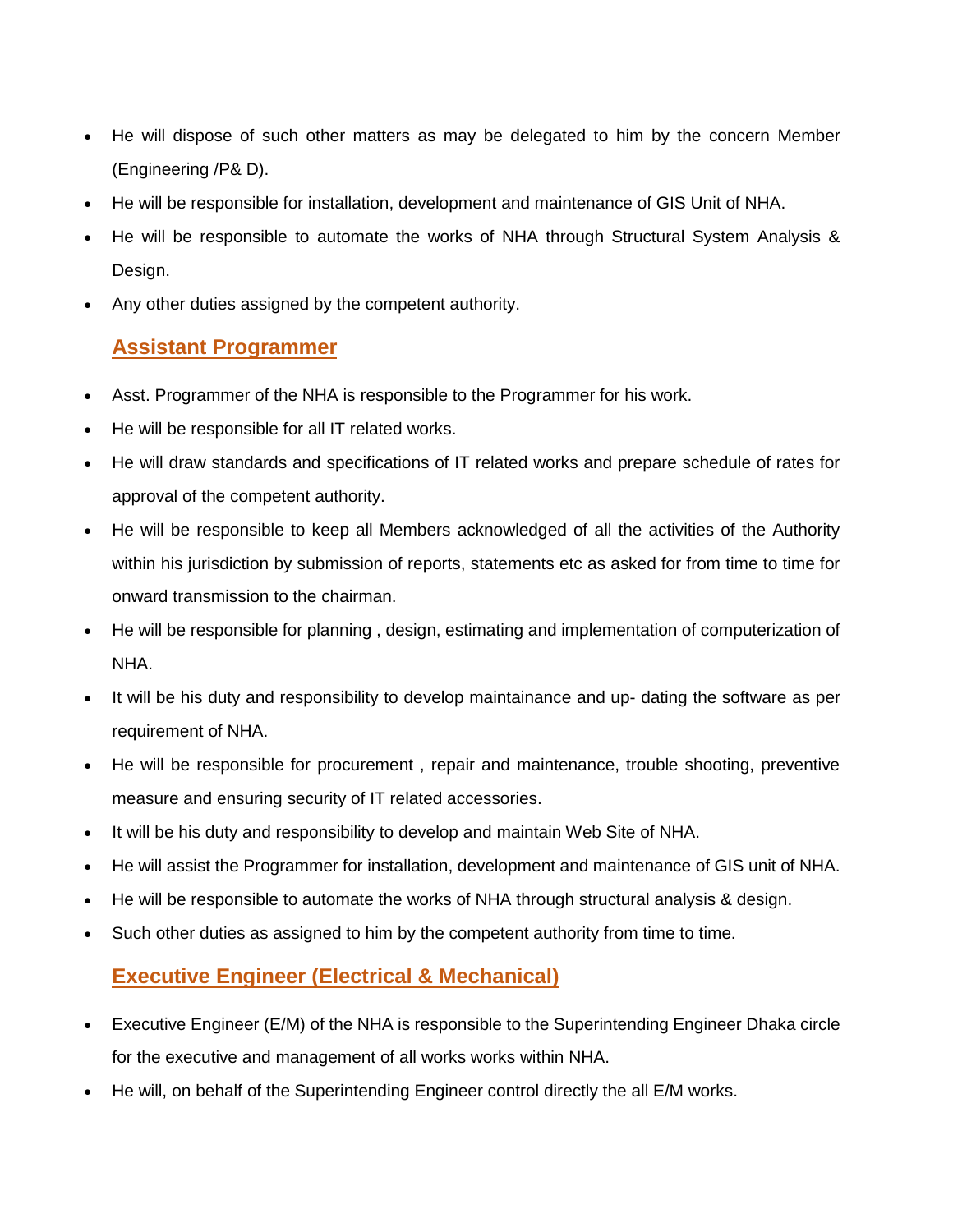- He will dispose of such other matters as may be delegated to him by the concern Member (Engineering /P& D).
- He will be responsible for installation, development and maintenance of GIS Unit of NHA.
- He will be responsible to automate the works of NHA through Structural System Analysis & Design.
- Any other duties assigned by the competent authority.

## Assistant Programmer

- Asst. Programmer of the NHA is responsible to the Programmer for his work.
- He will be responsible for all IT related works.
- He will draw standards and specifications of IT related works and prepare schedule of rates for approval of the competent authority.
- He will be responsible to keep all Members acknowledged of all the activities of the Authority within his jurisdiction by submission of reports, statements etc as asked for from time to time for onward transmission to the chairman.
- He will be responsible for planning , design, estimating and implementation of computerization of NHA.
- It will be his duty and responsibility to develop maintainance and up- dating the software as per requirement of NHA.
- He will be responsible for procurement , repair and maintenance, trouble shooting, preventive measure and ensuring security of IT related accessories.
- It will be his duty and responsibility to develop and maintain Web Site of NHA.
- He will assist the Programmer for installation, development and maintenance of GIS unit of NHA.
- He will be responsible to automate the works of NHA through structural analysis & design.
- Such other duties as assigned to him by the competent authority from time to time.

## Executive Engineer (Electrical & Mechanical)

- Executive Engineer (E/M) of the NHA is responsible to the Superintending Engineer Dhaka circle for the executive and management of all works works within NHA.
- He will, on behalf of the Superintending Engineer control directly the all E/M works.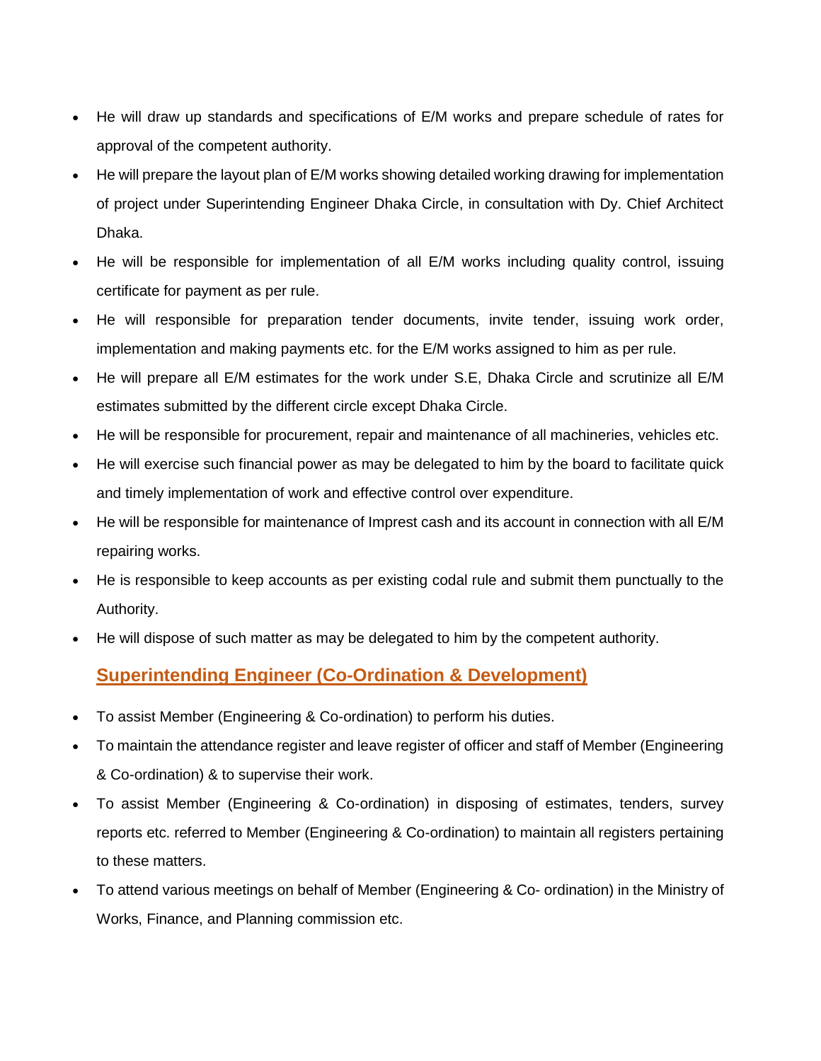- He will draw up standards and specifications of E/M works and prepare schedule of rates for approval of the competent authority.
- He will prepare the layout plan of E/M works showing detailed working drawing for implementation of project under Superintending Engineer Dhaka Circle, in consultation with Dy. Chief Architect Dhaka.
- He will be responsible for implementation of all E/M works including quality control, issuing certificate for payment as per rule.
- He will responsible for preparation tender documents, invite tender, issuing work order, implementation and making payments etc. for the E/M works assigned to him as per rule.
- He will prepare all E/M estimates for the work under S.E, Dhaka Circle and scrutinize all E/M estimates submitted by the different circle except Dhaka Circle.
- He will be responsible for procurement, repair and maintenance of all machineries, vehicles etc.
- He will exercise such financial power as may be delegated to him by the board to facilitate quick and timely implementation of work and effective control over expenditure.
- He will be responsible for maintenance of Imprest cash and its account in connection with all E/M repairing works.
- He is responsible to keep accounts as per existing codal rule and submit them punctually to the Authority.
- He will dispose of such matter as may be delegated to him by the competent authority.

## Superintending Engineer (Co-Ordination & Development)

- To assist Member (Engineering & Co-ordination) to perform his duties.
- To maintain the attendance register and leave register of officer and staff of Member (Engineering & Co-ordination) & to supervise their work.
- To assist Member (Engineering & Co-ordination) in disposing of estimates, tenders, survey reports etc. referred to Member (Engineering & Co-ordination) to maintain all registers pertaining to these matters.
- To attend various meetings on behalf of Member (Engineering & Co- ordination) in the Ministry of Works, Finance, and Planning commission etc.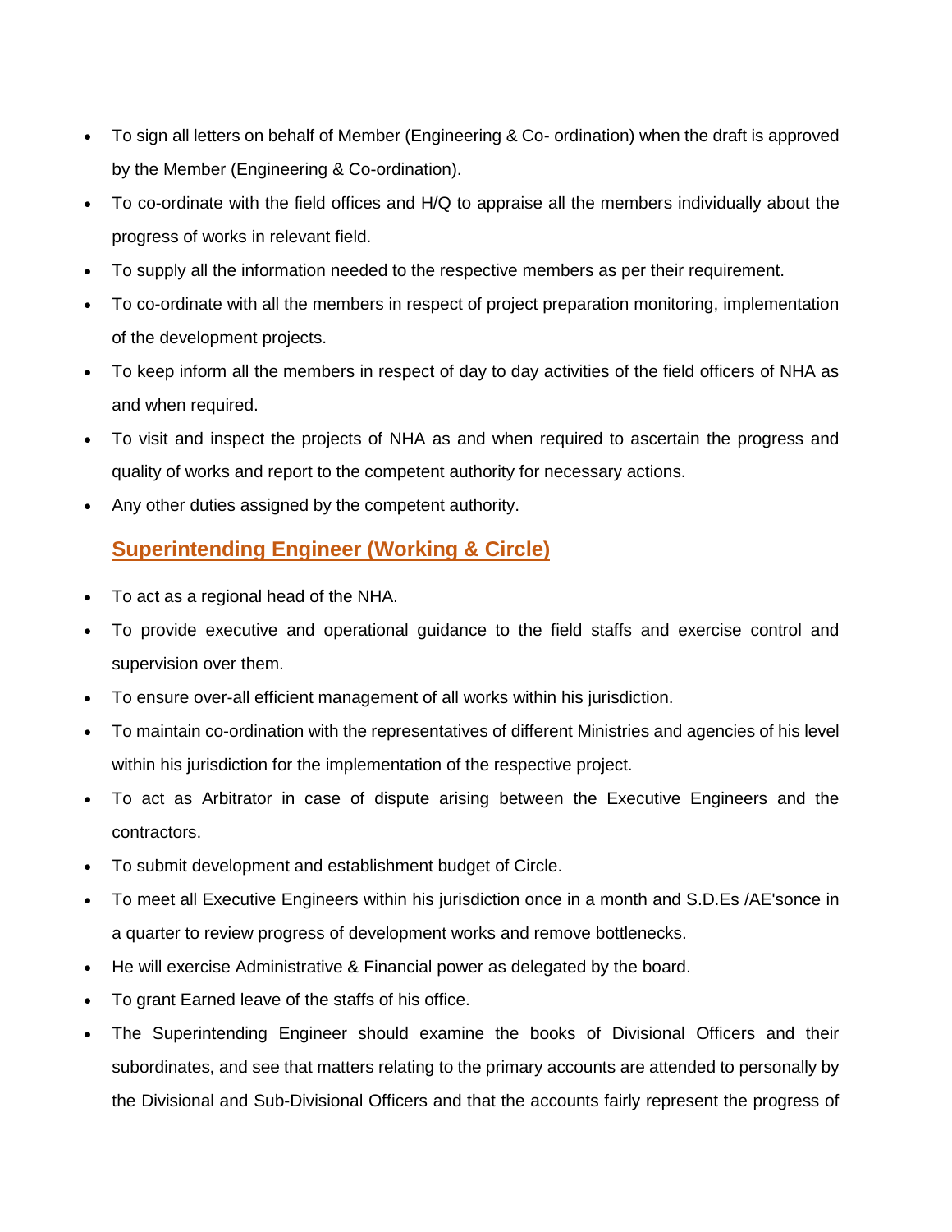- To sign all letters on behalf of Member (Engineering & Co- ordination) when the draft is approved by the Member (Engineering & Co-ordination).
- To co-ordinate with the field offices and H/Q to appraise all the members individually about the progress of works in relevant field.
- To supply all the information needed to the respective members as per their requirement.
- To co-ordinate with all the members in respect of project preparation monitoring, implementation of the development projects.
- To keep inform all the members in respect of day to day activities of the field officers of NHA as and when required.
- To visit and inspect the projects of NHA as and when required to ascertain the progress and quality of works and report to the competent authority for necessary actions.
- Any other duties assigned by the competent authority.

## Superintending Engineer (Working & Circle)

- To act as a regional head of the NHA.
- To provide executive and operational guidance to the field staffs and exercise control and supervision over them.
- To ensure over-all efficient management of all works within his jurisdiction.
- To maintain co-ordination with the representatives of different Ministries and agencies of his level within his jurisdiction for the implementation of the respective project.
- To act as Arbitrator in case of dispute arising between the Executive Engineers and the contractors.
- To submit development and establishment budget of Circle.
- To meet all Executive Engineers within his jurisdiction once in a month and S.D.Es /AE'sonce in a quarter to review progress of development works and remove bottlenecks.
- He will exercise Administrative & Financial power as delegated by the board.
- To grant Earned leave of the staffs of his office.
- The Superintending Engineer should examine the books of Divisional Officers and their subordinates, and see that matters relating to the primary accounts are attended to personally by the Divisional and Sub-Divisional Officers and that the accounts fairly represent the progress of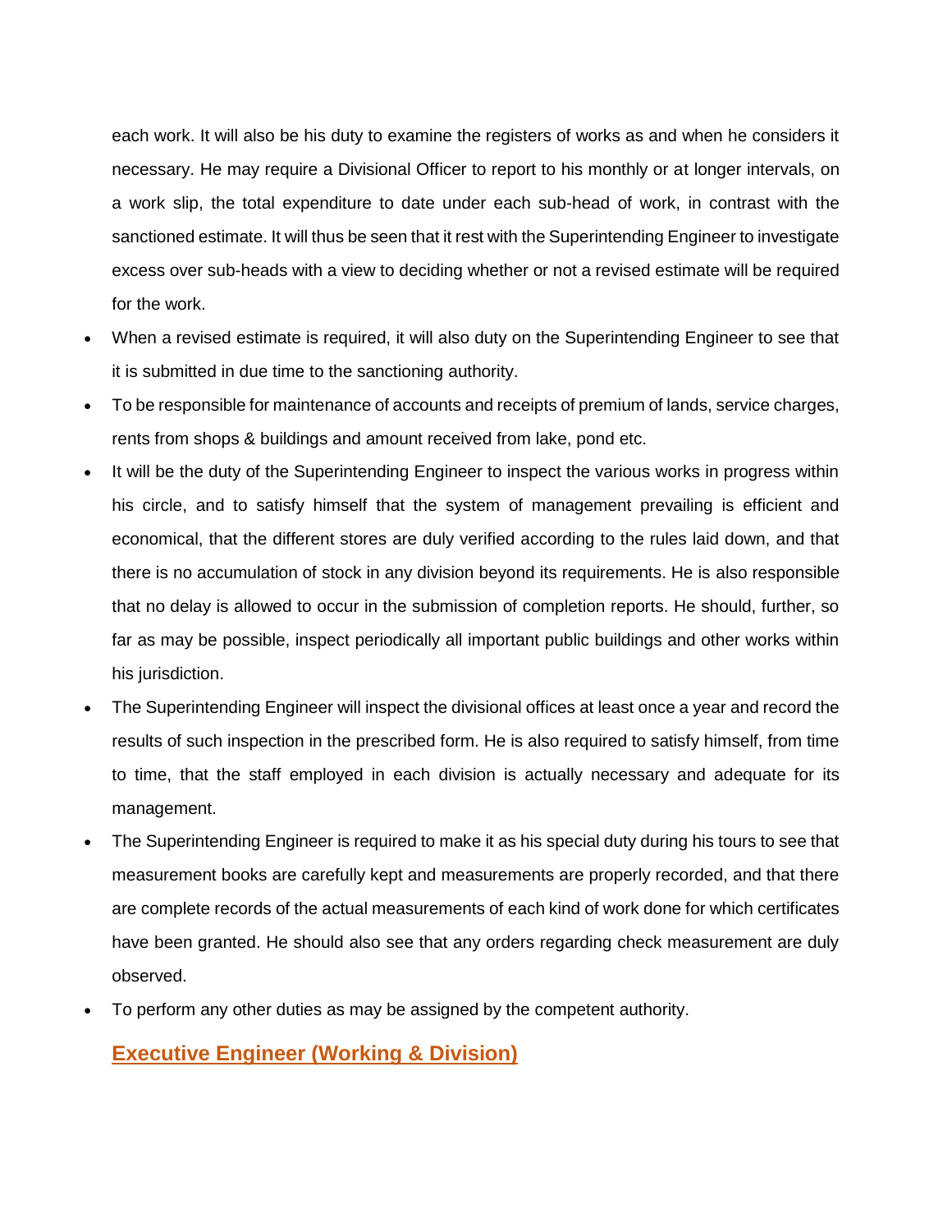each work. It will also be his duty to examine the registers of works as and when he considers it necessary. He may require a Divisional Officer to report to his monthly or at longer intervals, on a work slip, the total expenditure to date under each sub-head of work, in contrast with the sanctioned estimate. It will thus be seen that it rest with the Superintending Engineer to investigate excess over sub-heads with a view to deciding whether or not a revised estimate will be required for the work.

- When a revised estimate is required, it will also duty on the Superintending Engineer to see that it is submitted in due time to the sanctioning authority.
- To be responsible for maintenance of accounts and receipts of premium of lands, service charges, rents from shops & buildings and amount received from lake, pond etc.
- It will be the duty of the Superintending Engineer to inspect the various works in progress within his circle, and to satisfy himself that the system of management prevailing is efficient and economical, that the different stores are duly verified according to the rules laid down, and that there is no accumulation of stock in any division beyond its requirements. He is also responsible that no delay is allowed to occur in the submission of completion reports. He should, further, so far as may be possible, inspect periodically all important public buildings and other works within his jurisdiction.
- The Superintending Engineer will inspect the divisional offices at least once a year and record the results of such inspection in the prescribed form. He is also required to satisfy himself, from time to time, that the staff employed in each division is actually necessary and adequate for its management.
- The Superintending Engineer is required to make it as his special duty during his tours to see that measurement books are carefully kept and measurements are properly recorded, and that there are complete records of the actual measurements of each kind of work done for which certificates have been granted. He should also see that any orders regarding check measurement are duly observed.
- To perform any other duties as may be assigned by the competent authority.

## Executive Engineer (Working & Division)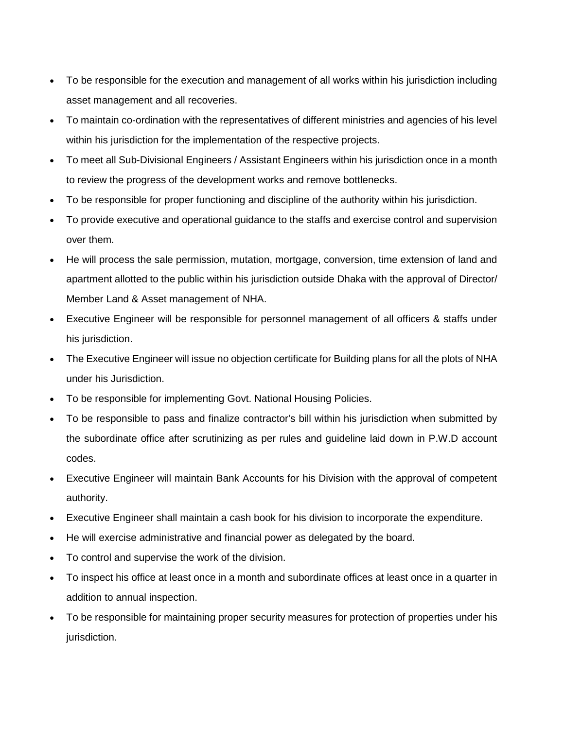- To be responsible for the execution and management of all works within his jurisdiction including asset management and all recoveries.
- To maintain co-ordination with the representatives of different ministries and agencies of his level within his jurisdiction for the implementation of the respective projects.
- To meet all Sub-Divisional Engineers / Assistant Engineers within his jurisdiction once in a month to review the progress of the development works and remove bottlenecks.
- To be responsible for proper functioning and discipline of the authority within his jurisdiction.
- To provide executive and operational guidance to the staffs and exercise control and supervision over them.
- He will process the sale permission, mutation, mortgage, conversion, time extension of land and apartment allotted to the public within his jurisdiction outside Dhaka with the approval of Director/ Member Land & Asset management of NHA.
- Executive Engineer will be responsible for personnel management of all officers & staffs under his jurisdiction.
- The Executive Engineer will issue no objection certificate for Building plans for all the plots of NHA under his Jurisdiction.
- To be responsible for implementing Govt. National Housing Policies.
- To be responsible to pass and finalize contractor's bill within his jurisdiction when submitted by the subordinate office after scrutinizing as per rules and guideline laid down in P.W.D account codes.
- Executive Engineer will maintain Bank Accounts for his Division with the approval of competent authority.
- Executive Engineer shall maintain a cash book for his division to incorporate the expenditure.
- He will exercise administrative and financial power as delegated by the board.
- To control and supervise the work of the division.
- To inspect his office at least once in a month and subordinate offices at least once in a quarter in addition to annual inspection.
- To be responsible for maintaining proper security measures for protection of properties under his jurisdiction.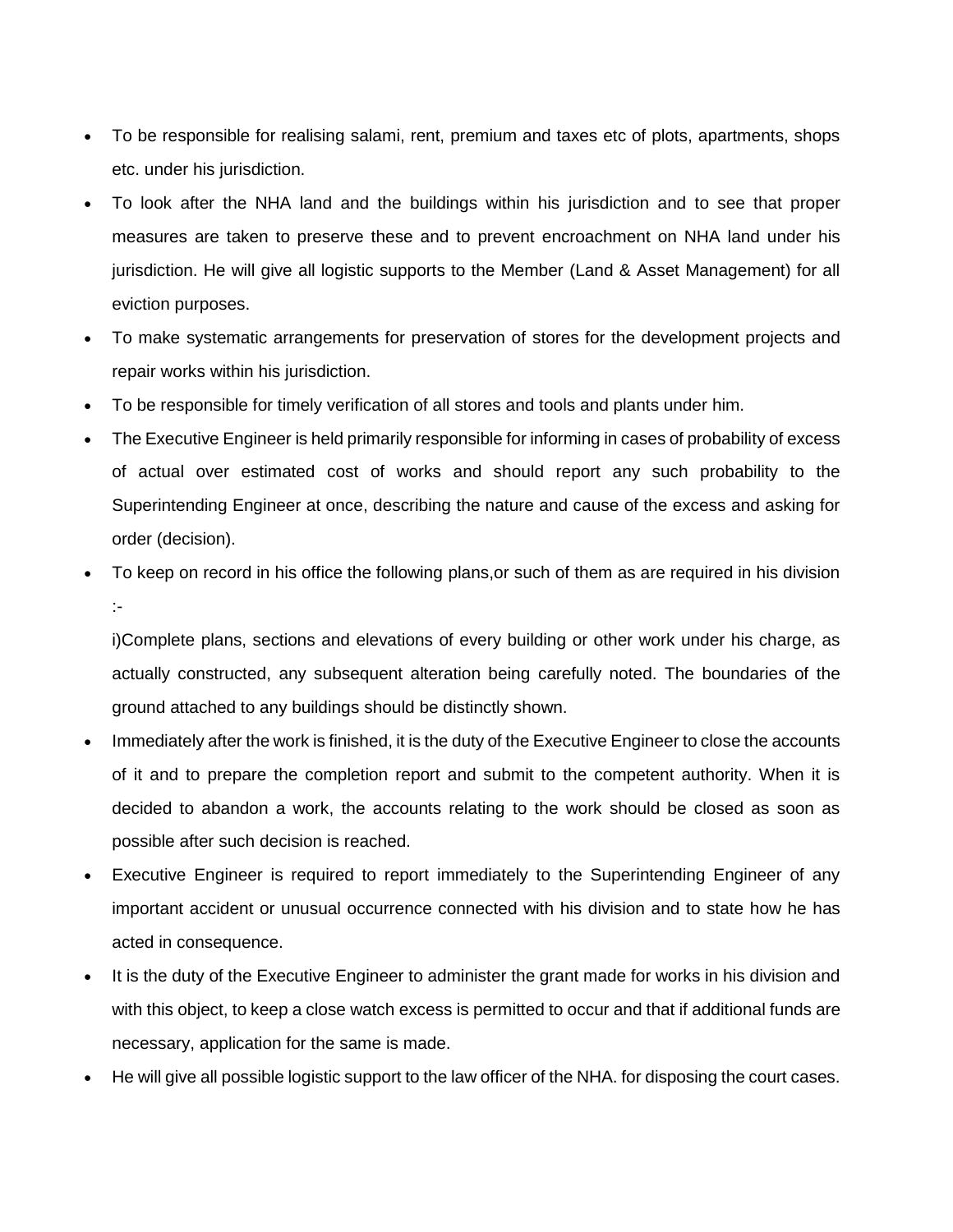- To be responsible for realising salami, rent, premium and taxes etc of plots, apartments, shops etc. under his jurisdiction.
- To look after the NHA land and the buildings within his jurisdiction and to see that proper measures are taken to preserve these and to prevent encroachment on NHA land under his jurisdiction. He will give all logistic supports to the Member (Land & Asset Management) for all eviction purposes.
- To make systematic arrangements for preservation of stores for the development projects and repair works within his jurisdiction.
- To be responsible for timely verification of all stores and tools and plants under him.
- The Executive Engineer is held primarily responsible for informing in cases of probability of excess of actual over estimated cost of works and should report any such probability to the Superintending Engineer at once, describing the nature and cause of the excess and asking for order (decision).
- To keep on record in his office the following plans,or such of them as are required in his division :-

  i)Complete plans, sections and elevations of every building or other work under his charge, as actually constructed, any subsequent alteration being carefully noted. The boundaries of the ground attached to any buildings should be distinctly shown.
- Immediately after the work is finished, it is the duty of the Executive Engineer to close the accounts of it and to prepare the completion report and submit to the competent authority. When it is decided to abandon a work, the accounts relating to the work should be closed as soon as possible after such decision is reached.
- Executive Engineer is required to report immediately to the Superintending Engineer of any important accident or unusual occurrence connected with his division and to state how he has acted in consequence.
- It is the duty of the Executive Engineer to administer the grant made for works in his division and with this object, to keep a close watch excess is permitted to occur and that if additional funds are necessary, application for the same is made.
- He will give all possible logistic support to the law officer of the NHA. for disposing the court cases.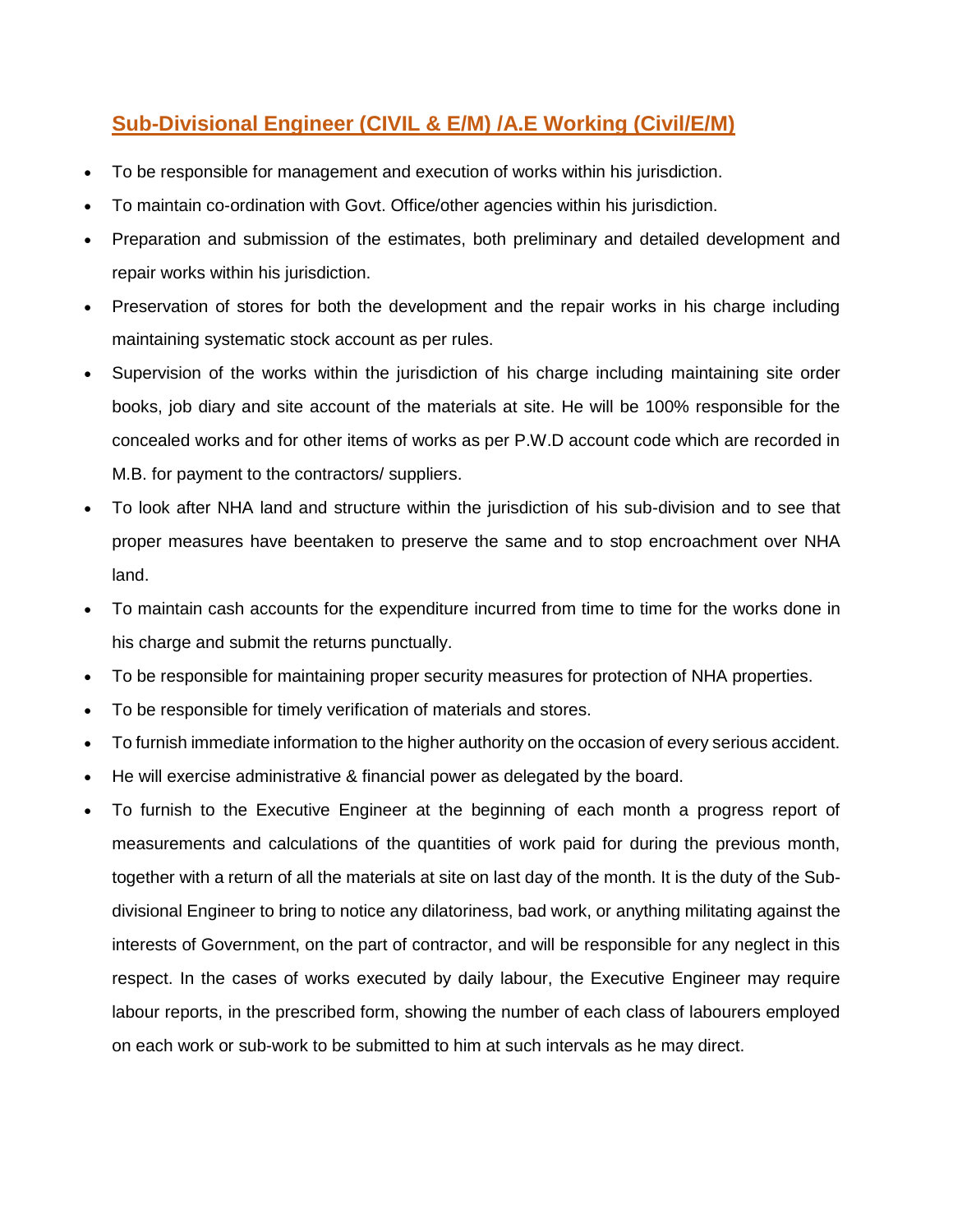## Sub-Divisional Engineer (CIVIL & E/M) /A.E Working (Civil/E/M)

- To be responsible for management and execution of works within his jurisdiction.
- To maintain co-ordination with Govt. Office/other agencies within his jurisdiction.
- Preparation and submission of the estimates, both preliminary and detailed development and repair works within his jurisdiction.
- Preservation of stores for both the development and the repair works in his charge including maintaining systematic stock account as per rules.
- Supervision of the works within the jurisdiction of his charge including maintaining site order books, job diary and site account of the materials at site. He will be 100% responsible for the concealed works and for other items of works as per P.W.D account code which are recorded in M.B. for payment to the contractors/ suppliers.
- To look after NHA land and structure within the jurisdiction of his sub-division and to see that proper measures have beentaken to preserve the same and to stop encroachment over NHA land.
- To maintain cash accounts for the expenditure incurred from time to time for the works done in his charge and submit the returns punctually.
- To be responsible for maintaining proper security measures for protection of NHA properties.
- To be responsible for timely verification of materials and stores.
- To furnish immediate information to the higher authority on the occasion of every serious accident.
- He will exercise administrative & financial power as delegated by the board.
- To furnish to the Executive Engineer at the beginning of each month a progress report of measurements and calculations of the quantities of work paid for during the previous month, together with a return of all the materials at site on last day of the month. It is the duty of the Sub-divisional Engineer to bring to notice any dilatoriness, bad work, or anything militating against the interests of Government, on the part of contractor, and will be responsible for any neglect in this respect. In the cases of works executed by daily labour, the Executive Engineer may require labour reports, in the prescribed form, showing the number of each class of labourers employed on each work or sub-work to be submitted to him at such intervals as he may direct.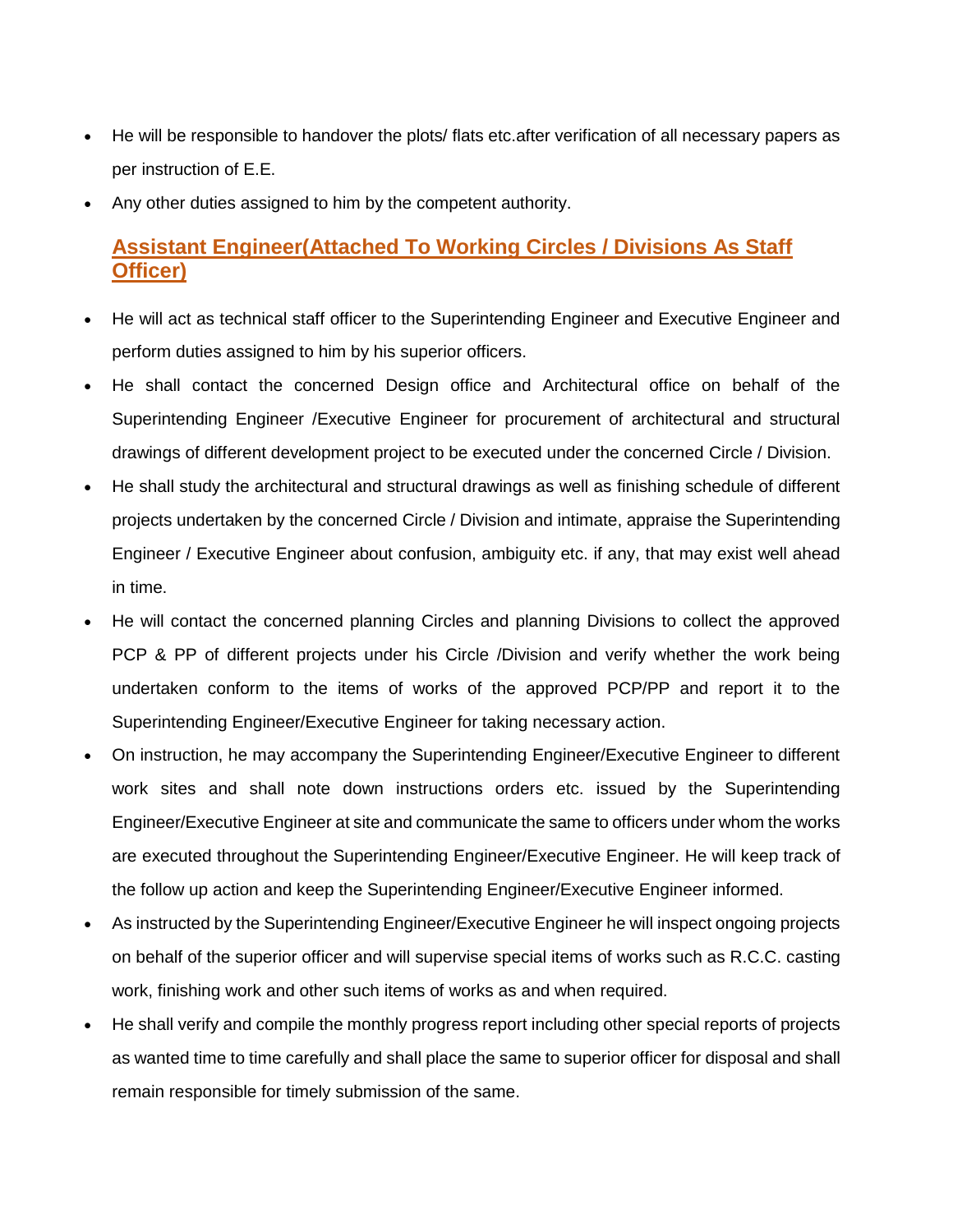- He will be responsible to handover the plots/ flats etc.after verification of all necessary papers as per instruction of E.E.
- Any other duties assigned to him by the competent authority.

## Assistant Engineer(Attached To Working Circles / Divisions As Staff Officer)

- He will act as technical staff officer to the Superintending Engineer and Executive Engineer and perform duties assigned to him by his superior officers.
- He shall contact the concerned Design office and Architectural office on behalf of the Superintending Engineer /Executive Engineer for procurement of architectural and structural drawings of different development project to be executed under the concerned Circle / Division.
- He shall study the architectural and structural drawings as well as finishing schedule of different projects undertaken by the concerned Circle / Division and intimate, appraise the Superintending Engineer / Executive Engineer about confusion, ambiguity etc. if any, that may exist well ahead in time.
- He will contact the concerned planning Circles and planning Divisions to collect the approved PCP & PP of different projects under his Circle /Division and verify whether the work being undertaken conform to the items of works of the approved PCP/PP and report it to the Superintending Engineer/Executive Engineer for taking necessary action.
- On instruction, he may accompany the Superintending Engineer/Executive Engineer to different work sites and shall note down instructions orders etc. issued by the Superintending Engineer/Executive Engineer at site and communicate the same to officers under whom the works are executed throughout the Superintending Engineer/Executive Engineer. He will keep track of the follow up action and keep the Superintending Engineer/Executive Engineer informed.
- As instructed by the Superintending Engineer/Executive Engineer he will inspect ongoing projects on behalf of the superior officer and will supervise special items of works such as R.C.C. casting work, finishing work and other such items of works as and when required.
- He shall verify and compile the monthly progress report including other special reports of projects as wanted time to time carefully and shall place the same to superior officer for disposal and shall remain responsible for timely submission of the same.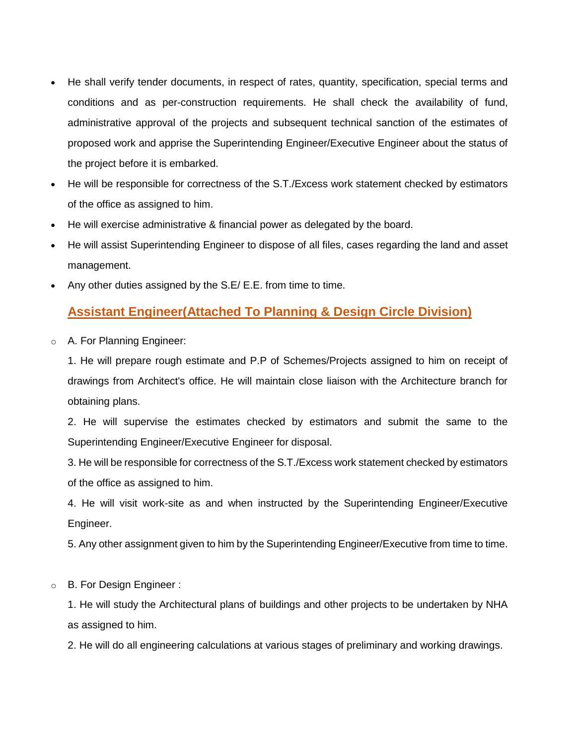- He shall verify tender documents, in respect of rates, quantity, specification, special terms and conditions and as per-construction requirements. He shall check the availability of fund, administrative approval of the projects and subsequent technical sanction of the estimates of proposed work and apprise the Superintending Engineer/Executive Engineer about the status of the project before it is embarked.
- He will be responsible for correctness of the S.T./Excess work statement checked by estimators of the office as assigned to him.
- He will exercise administrative & financial power as delegated by the board.
- He will assist Superintending Engineer to dispose of all files, cases regarding the land and asset management.
- Any other duties assigned by the S.E/ E.E. from time to time.

## Assistant Engineer(Attached To Planning & Design Circle Division)

- A. For Planning Engineer:

  1. He will prepare rough estimate and P.P of Schemes/Projects assigned to him on receipt of drawings from Architect's office. He will maintain close liaison with the Architecture branch for obtaining plans.

  2. He will supervise the estimates checked by estimators and submit the same to the Superintending Engineer/Executive Engineer for disposal.

  3. He will be responsible for correctness of the S.T./Excess work statement checked by estimators of the office as assigned to him.

  4. He will visit work-site as and when instructed by the Superintending Engineer/Executive Engineer.

  5. Any other assignment given to him by the Superintending Engineer/Executive from time to time.

- B. For Design Engineer :

  1. He will study the Architectural plans of buildings and other projects to be undertaken by NHA as assigned to him.

  2. He will do all engineering calculations at various stages of preliminary and working drawings.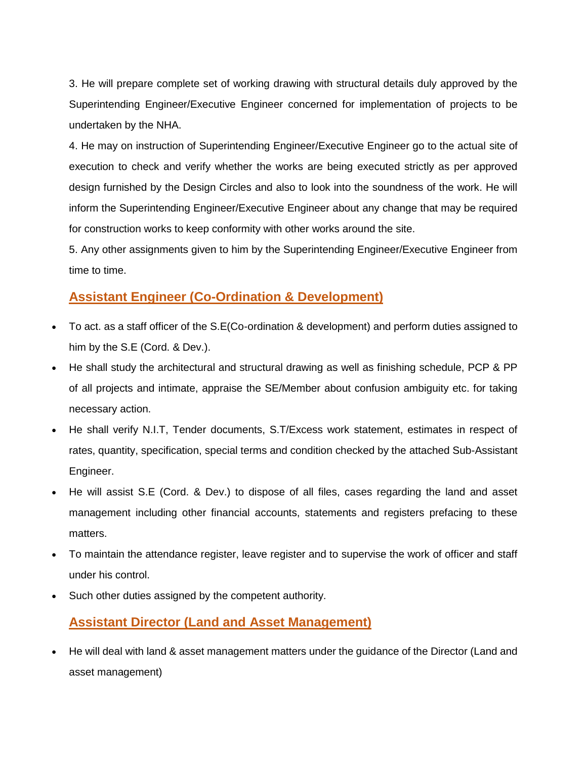3. He will prepare complete set of working drawing with structural details duly approved by the Superintending Engineer/Executive Engineer concerned for implementation of projects to be undertaken by the NHA.

4. He may on instruction of Superintending Engineer/Executive Engineer go to the actual site of execution to check and verify whether the works are being executed strictly as per approved design furnished by the Design Circles and also to look into the soundness of the work. He will inform the Superintending Engineer/Executive Engineer about any change that may be required for construction works to keep conformity with other works around the site.

5. Any other assignments given to him by the Superintending Engineer/Executive Engineer from time to time.

## Assistant Engineer (Co-Ordination & Development)

- To act. as a staff officer of the S.E(Co-ordination & development) and perform duties assigned to him by the S.E (Cord. & Dev.).
- He shall study the architectural and structural drawing as well as finishing schedule, PCP & PP of all projects and intimate, appraise the SE/Member about confusion ambiguity etc. for taking necessary action.
- He shall verify N.I.T, Tender documents, S.T/Excess work statement, estimates in respect of rates, quantity, specification, special terms and condition checked by the attached Sub-Assistant Engineer.
- He will assist S.E (Cord. & Dev.) to dispose of all files, cases regarding the land and asset management including other financial accounts, statements and registers prefacing to these matters.
- To maintain the attendance register, leave register and to supervise the work of officer and staff under his control.
- Such other duties assigned by the competent authority.

## Assistant Director (Land and Asset Management)

- He will deal with land & asset management matters under the guidance of the Director (Land and asset management)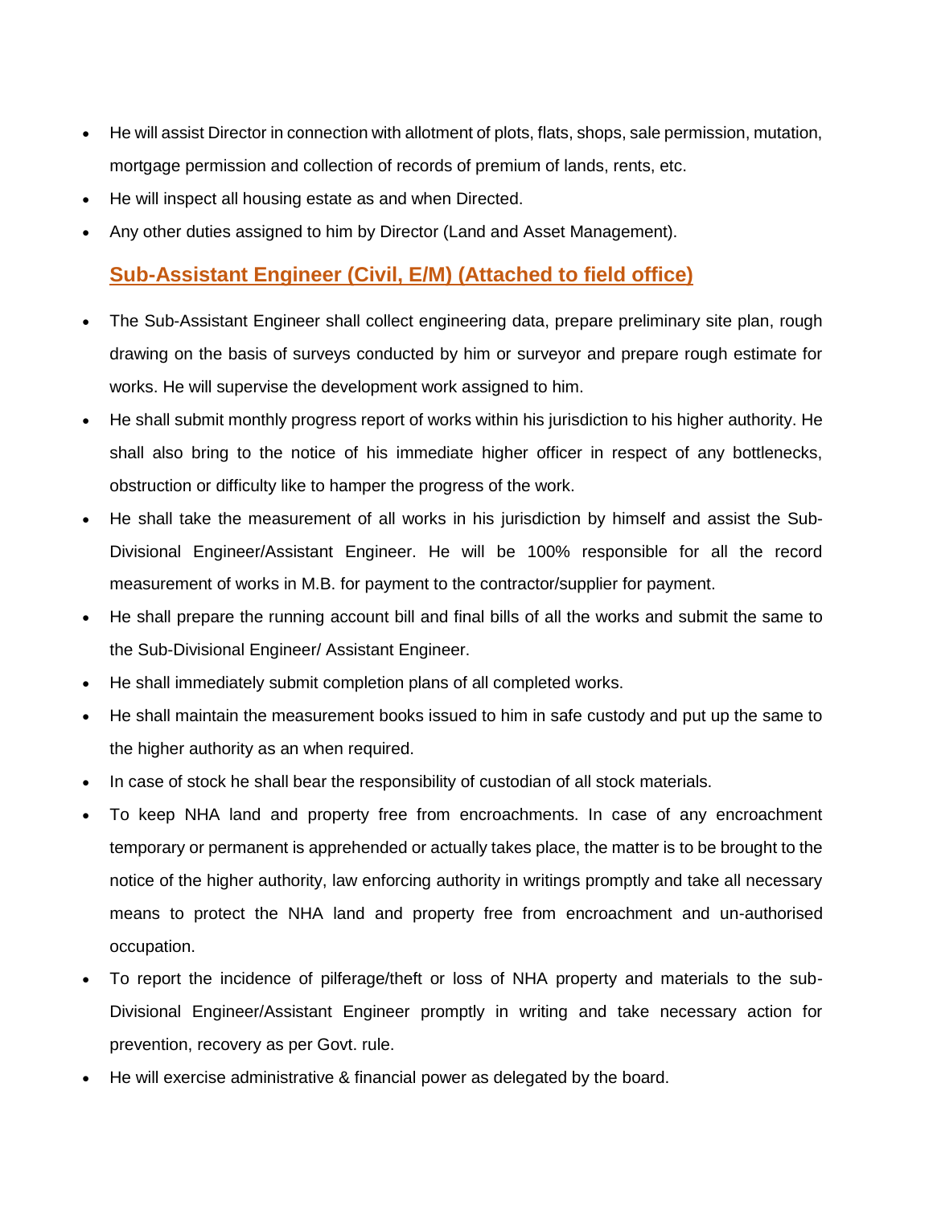- He will assist Director in connection with allotment of plots, flats, shops, sale permission, mutation, mortgage permission and collection of records of premium of lands, rents, etc.
- He will inspect all housing estate as and when Directed.
- Any other duties assigned to him by Director (Land and Asset Management).

### Sub-Assistant Engineer (Civil, E/M) (Attached to field office)

- The Sub-Assistant Engineer shall collect engineering data, prepare preliminary site plan, rough drawing on the basis of surveys conducted by him or surveyor and prepare rough estimate for works. He will supervise the development work assigned to him.
- He shall submit monthly progress report of works within his jurisdiction to his higher authority. He shall also bring to the notice of his immediate higher officer in respect of any bottlenecks, obstruction or difficulty like to hamper the progress of the work.
- He shall take the measurement of all works in his jurisdiction by himself and assist the Sub-Divisional Engineer/Assistant Engineer. He will be 100% responsible for all the record measurement of works in M.B. for payment to the contractor/supplier for payment.
- He shall prepare the running account bill and final bills of all the works and submit the same to the Sub-Divisional Engineer/ Assistant Engineer.
- He shall immediately submit completion plans of all completed works.
- He shall maintain the measurement books issued to him in safe custody and put up the same to the higher authority as an when required.
- In case of stock he shall bear the responsibility of custodian of all stock materials.
- To keep NHA land and property free from encroachments. In case of any encroachment temporary or permanent is apprehended or actually takes place, the matter is to be brought to the notice of the higher authority, law enforcing authority in writings promptly and take all necessary means to protect the NHA land and property free from encroachment and un-authorised occupation.
- To report the incidence of pilferage/theft or loss of NHA property and materials to the sub-Divisional Engineer/Assistant Engineer promptly in writing and take necessary action for prevention, recovery as per Govt. rule.
- He will exercise administrative & financial power as delegated by the board.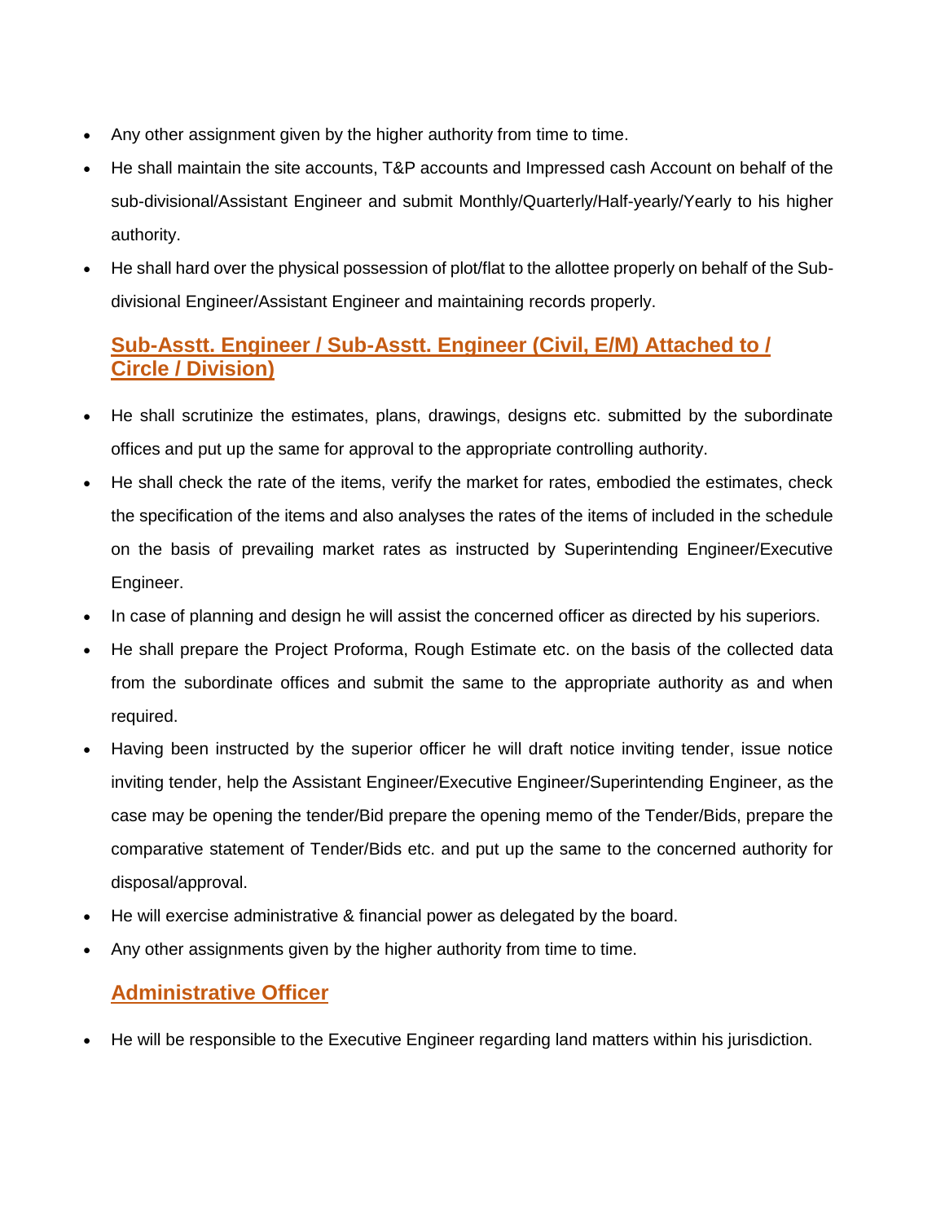- Any other assignment given by the higher authority from time to time.
- He shall maintain the site accounts, T&P accounts and Impressed cash Account on behalf of the sub-divisional/Assistant Engineer and submit Monthly/Quarterly/Half-yearly/Yearly to his higher authority.
- He shall hard over the physical possession of plot/flat to the allottee properly on behalf of the Sub-divisional Engineer/Assistant Engineer and maintaining records properly.

## Sub-Asstt. Engineer / Sub-Asstt. Engineer (Civil, E/M) Attached to / Circle / Division)

- He shall scrutinize the estimates, plans, drawings, designs etc. submitted by the subordinate offices and put up the same for approval to the appropriate controlling authority.
- He shall check the rate of the items, verify the market for rates, embodied the estimates, check the specification of the items and also analyses the rates of the items of included in the schedule on the basis of prevailing market rates as instructed by Superintending Engineer/Executive Engineer.
- In case of planning and design he will assist the concerned officer as directed by his superiors.
- He shall prepare the Project Proforma, Rough Estimate etc. on the basis of the collected data from the subordinate offices and submit the same to the appropriate authority as and when required.
- Having been instructed by the superior officer he will draft notice inviting tender, issue notice inviting tender, help the Assistant Engineer/Executive Engineer/Superintending Engineer, as the case may be opening the tender/Bid prepare the opening memo of the Tender/Bids, prepare the comparative statement of Tender/Bids etc. and put up the same to the concerned authority for disposal/approval.
- He will exercise administrative & financial power as delegated by the board.
- Any other assignments given by the higher authority from time to time.

## Administrative Officer

- He will be responsible to the Executive Engineer regarding land matters within his jurisdiction.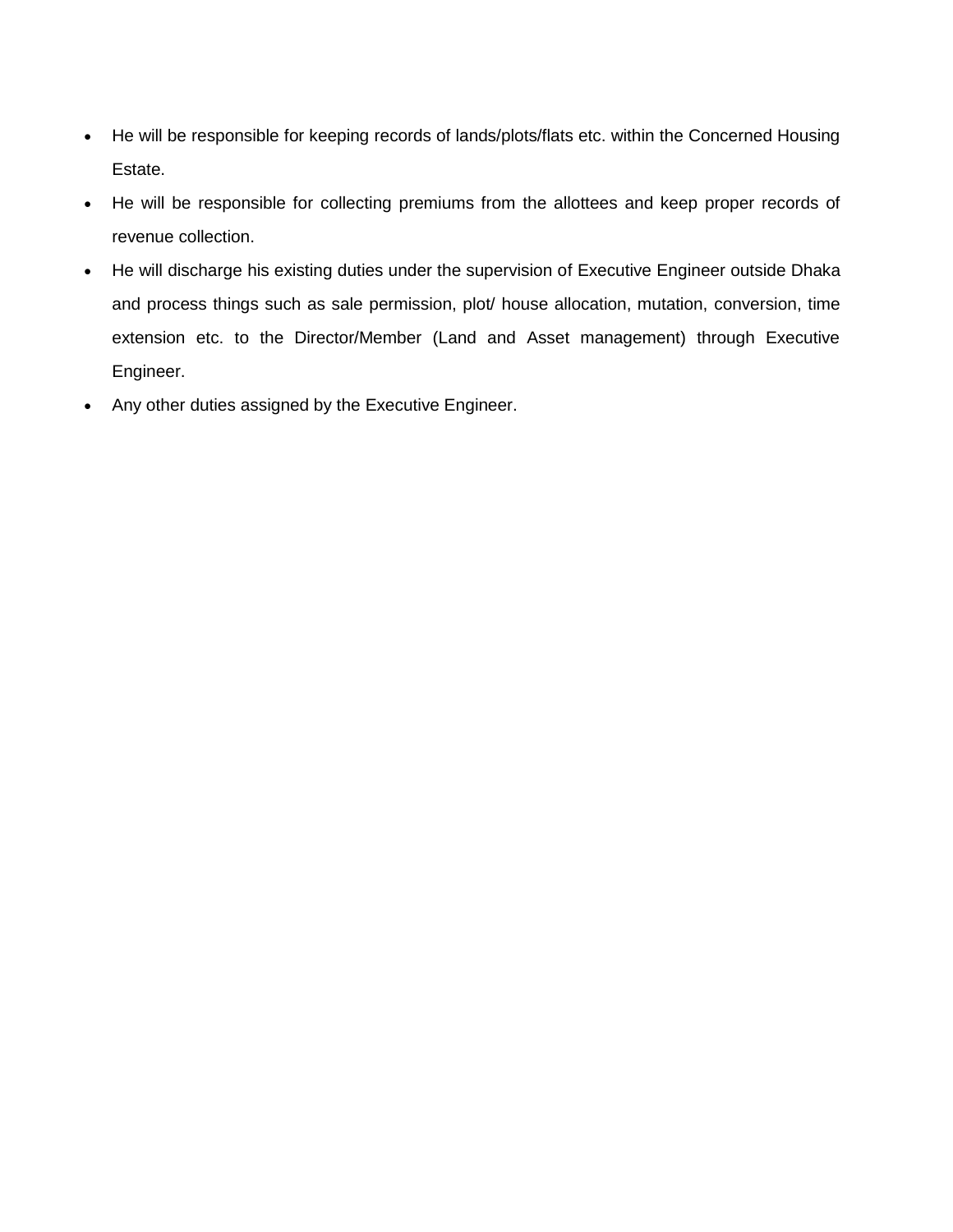- He will be responsible for keeping records of lands/plots/flats etc. within the Concerned Housing Estate.
- He will be responsible for collecting premiums from the allottees and keep proper records of revenue collection.
- He will discharge his existing duties under the supervision of Executive Engineer outside Dhaka and process things such as sale permission, plot/ house allocation, mutation, conversion, time extension etc. to the Director/Member (Land and Asset management) through Executive Engineer.
- Any other duties assigned by the Executive Engineer.